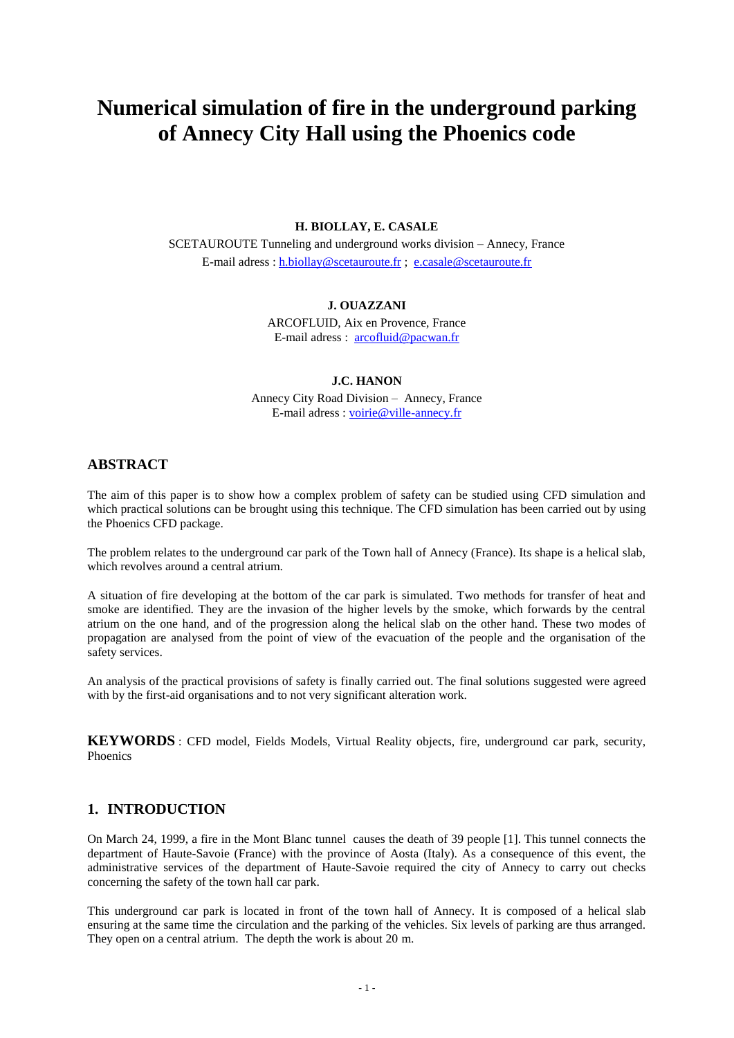# Numerical simulation of fire in the underground parking of Annecy City Hall using the Phoenics code

**H. BIOLLAY, E. CASALE**

SCETAUROUTE Tunneling and underground works division – Annecy, France
E-mail adress : h.biollay@scetauroute.fr ; e.casale@scetauroute.fr

**J. OUAZZANI**

ARCOFLUID, Aix en Provence, France
E-mail adress : arcofluid@pacwan.fr

**J.C. HANON**

Annecy City Road Division – Annecy, France
E-mail adress : voirie@ville-annecy.fr

## ABSTRACT

The aim of this paper is to show how a complex problem of safety can be studied using CFD simulation and which practical solutions can be brought using this technique. The CFD simulation has been carried out by using the Phoenics CFD package.

The problem relates to the underground car park of the Town hall of Annecy (France). Its shape is a helical slab, which revolves around a central atrium.

A situation of fire developing at the bottom of the car park is simulated. Two methods for transfer of heat and smoke are identified. They are the invasion of the higher levels by the smoke, which forwards by the central atrium on the one hand, and of the progression along the helical slab on the other hand. These two modes of propagation are analysed from the point of view of the evacuation of the people and the organisation of the safety services.

An analysis of the practical provisions of safety is finally carried out. The final solutions suggested were agreed with by the first-aid organisations and to not very significant alteration work.

**KEYWORDS** : CFD model, Fields Models, Virtual Reality objects, fire, underground car park, security, Phoenics

## 1. INTRODUCTION

On March 24, 1999, a fire in the Mont Blanc tunnel causes the death of 39 people [1]. This tunnel connects the department of Haute-Savoie (France) with the province of Aosta (Italy). As a consequence of this event, the administrative services of the department of Haute-Savoie required the city of Annecy to carry out checks concerning the safety of the town hall car park.

This underground car park is located in front of the town hall of Annecy. It is composed of a helical slab ensuring at the same time the circulation and the parking of the vehicles. Six levels of parking are thus arranged. They open on a central atrium. The depth the work is about 20 m.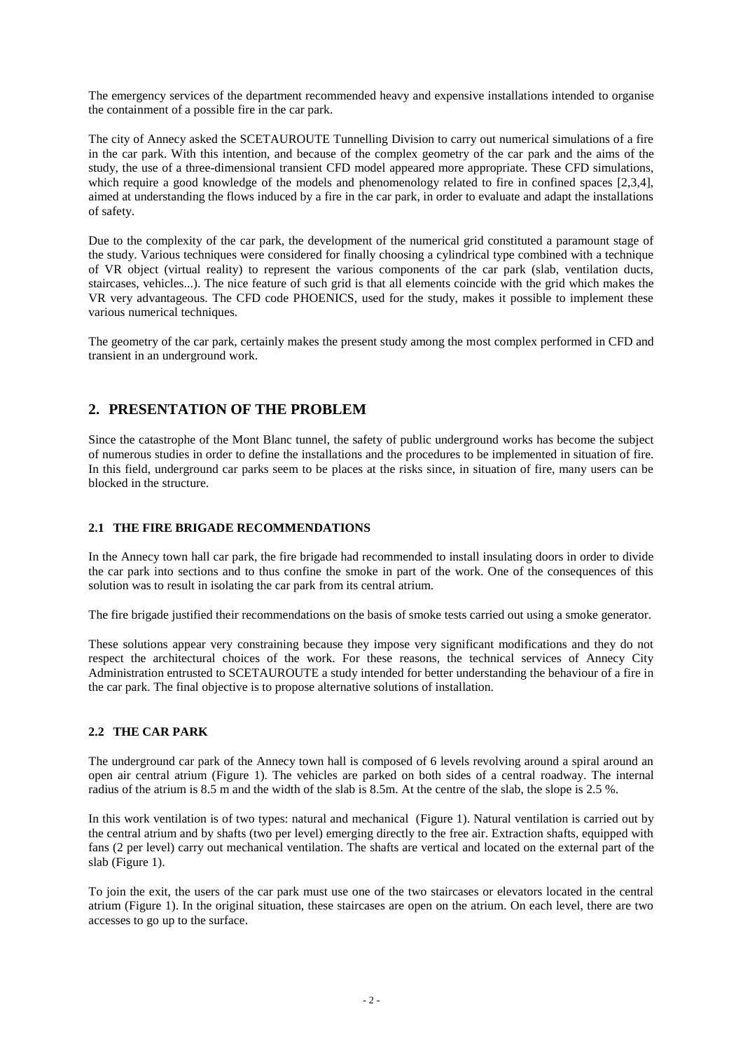The emergency services of the department recommended heavy and expensive installations intended to organise the containment of a possible fire in the car park.

The city of Annecy asked the SCETAUROUTE Tunnelling Division to carry out numerical simulations of a fire in the car park. With this intention, and because of the complex geometry of the car park and the aims of the study, the use of a three-dimensional transient CFD model appeared more appropriate. These CFD simulations, which require a good knowledge of the models and phenomenology related to fire in confined spaces [2,3,4], aimed at understanding the flows induced by a fire in the car park, in order to evaluate and adapt the installations of safety.

Due to the complexity of the car park, the development of the numerical grid constituted a paramount stage of the study. Various techniques were considered for finally choosing a cylindrical type combined with a technique of VR object (virtual reality) to represent the various components of the car park (slab, ventilation ducts, staircases, vehicles...). The nice feature of such grid is that all elements coincide with the grid which makes the VR very advantageous. The CFD code PHOENICS, used for the study, makes it possible to implement these various numerical techniques.

The geometry of the car park, certainly makes the present study among the most complex performed in CFD and transient in an underground work.

## 2. PRESENTATION OF THE PROBLEM

Since the catastrophe of the Mont Blanc tunnel, the safety of public underground works has become the subject of numerous studies in order to define the installations and the procedures to be implemented in situation of fire. In this field, underground car parks seem to be places at the risks since, in situation of fire, many users can be blocked in the structure.

### 2.1 THE FIRE BRIGADE RECOMMENDATIONS

In the Annecy town hall car park, the fire brigade had recommended to install insulating doors in order to divide the car park into sections and to thus confine the smoke in part of the work. One of the consequences of this solution was to result in isolating the car park from its central atrium.

The fire brigade justified their recommendations on the basis of smoke tests carried out using a smoke generator.

These solutions appear very constraining because they impose very significant modifications and they do not respect the architectural choices of the work. For these reasons, the technical services of Annecy City Administration entrusted to SCETAUROUTE a study intended for better understanding the behaviour of a fire in the car park. The final objective is to propose alternative solutions of installation.

### 2.2 THE CAR PARK

The underground car park of the Annecy town hall is composed of 6 levels revolving around a spiral around an open air central atrium (Figure 1). The vehicles are parked on both sides of a central roadway. The internal radius of the atrium is 8.5 m and the width of the slab is 8.5m. At the centre of the slab, the slope is 2.5 %.

In this work ventilation is of two types: natural and mechanical (Figure 1). Natural ventilation is carried out by the central atrium and by shafts (two per level) emerging directly to the free air. Extraction shafts, equipped with fans (2 per level) carry out mechanical ventilation. The shafts are vertical and located on the external part of the slab (Figure 1).

To join the exit, the users of the car park must use one of the two staircases or elevators located in the central atrium (Figure 1). In the original situation, these staircases are open on the atrium. On each level, there are two accesses to go up to the surface.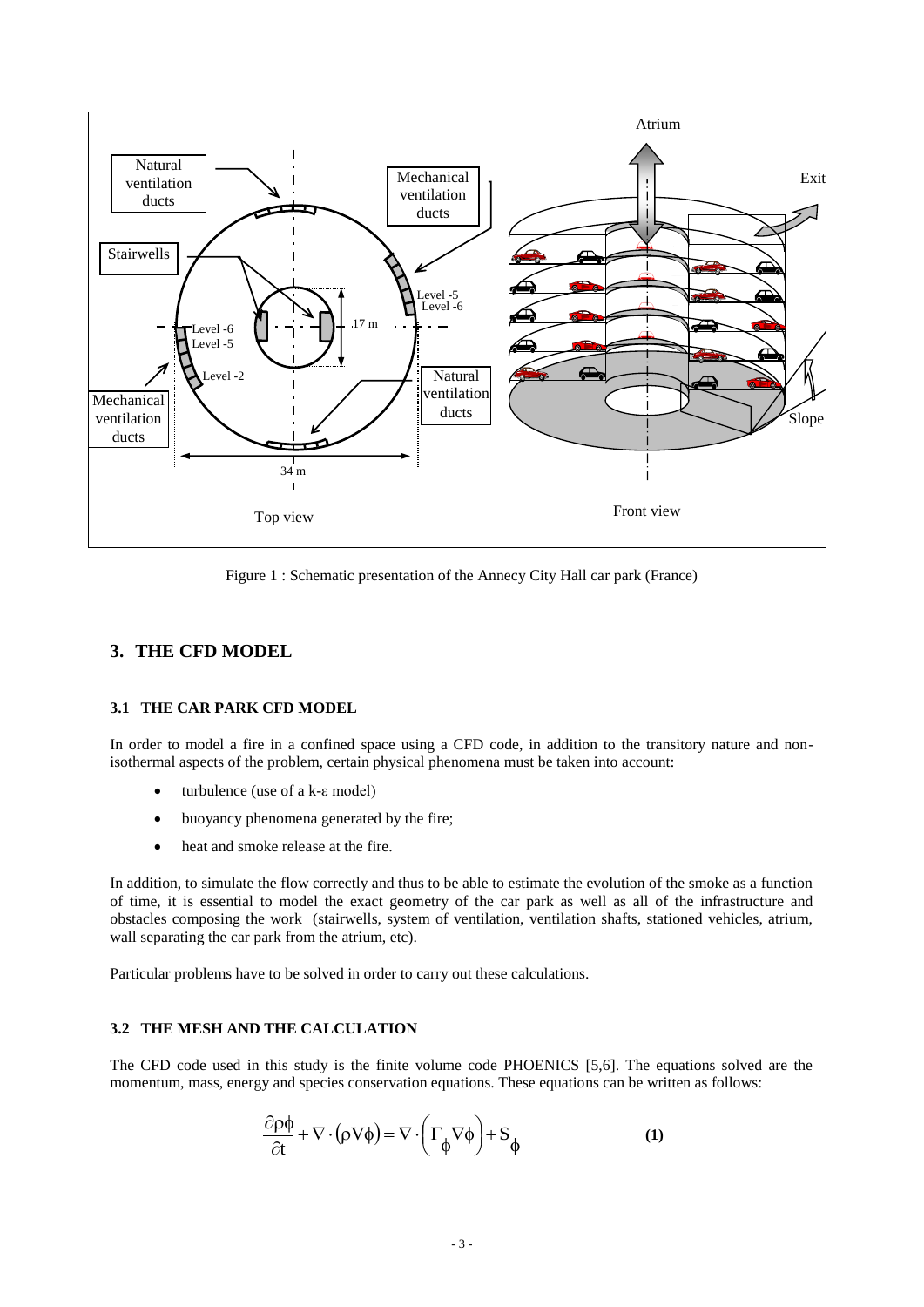Figure 1 : Schematic presentation of the Annecy City Hall car park (France)

## 3. THE CFD MODEL

### 3.1 THE CAR PARK CFD MODEL

In order to model a fire in a confined space using a CFD code, in addition to the transitory nature and non-isothermal aspects of the problem, certain physical phenomena must be taken into account:

- turbulence (use of a k-ε model)
- buoyancy phenomena generated by the fire;
- heat and smoke release at the fire.

In addition, to simulate the flow correctly and thus to be able to estimate the evolution of the smoke as a function of time, it is essential to model the exact geometry of the car park as well as all of the infrastructure and obstacles composing the work (stairwells, system of ventilation, ventilation shafts, stationed vehicles, atrium, wall separating the car park from the atrium, etc).

Particular problems have to be solved in order to carry out these calculations.

### 3.2 THE MESH AND THE CALCULATION

The CFD code used in this study is the finite volume code PHOENICS [5,6]. The equations solved are the momentum, mass, energy and species conservation equations. These equations can be written as follows:

$$\frac{\partial \rho\phi}{\partial t} + \nabla \cdot (\rho V \phi) = \nabla \cdot \left(\Gamma_{\phi} \nabla \phi\right) + S_{\phi} \qquad \textbf{(1)}$$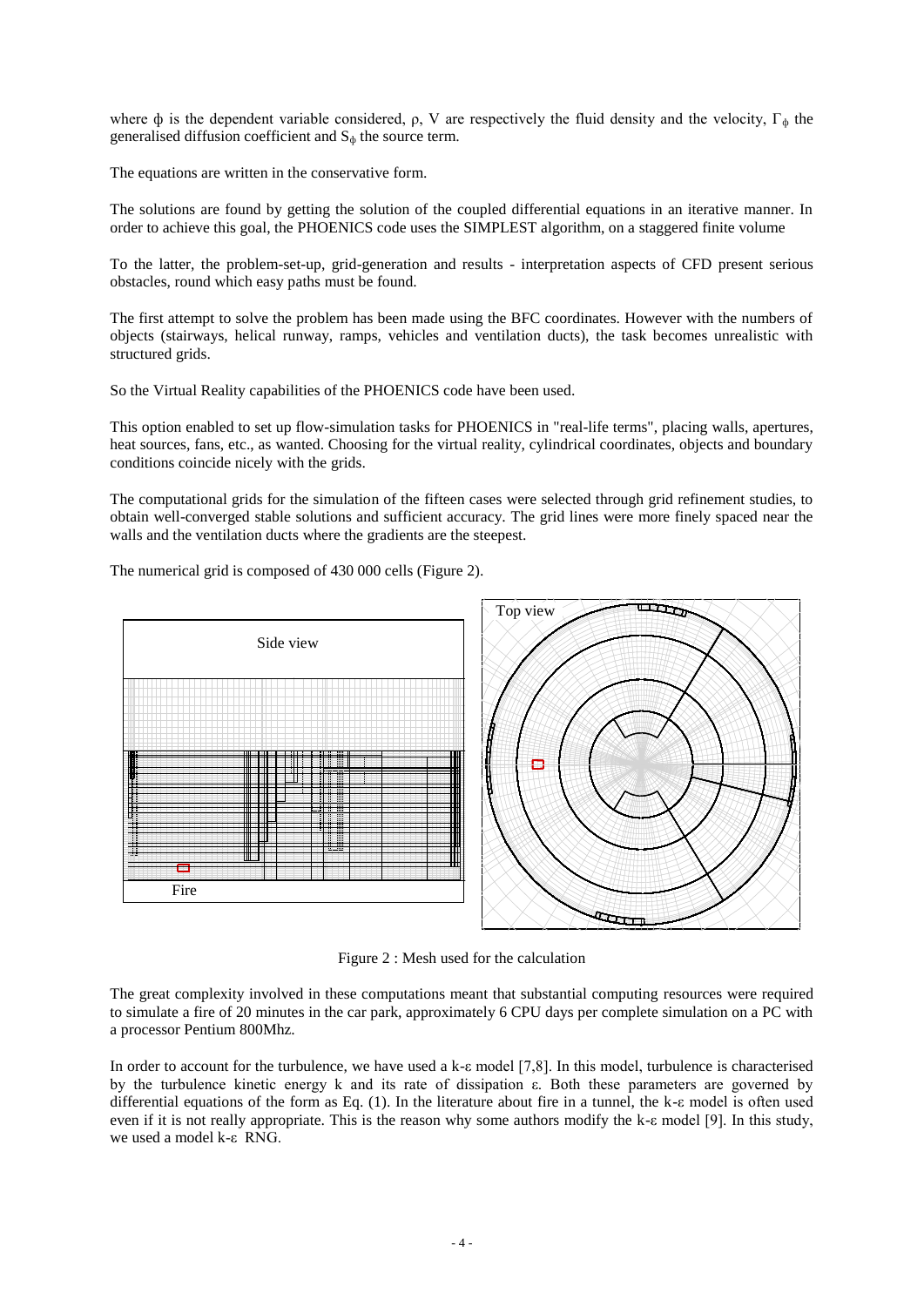where $\phi$ is the dependent variable considered, $\rho$, V are respectively the fluid density and the velocity, $\Gamma_\phi$ the generalised diffusion coefficient and $S_\phi$ the source term.

The equations are written in the conservative form.

The solutions are found by getting the solution of the coupled differential equations in an iterative manner. In order to achieve this goal, the PHOENICS code uses the SIMPLEST algorithm, on a staggered finite volume

To the latter, the problem-set-up, grid-generation and results - interpretation aspects of CFD present serious obstacles, round which easy paths must be found.

The first attempt to solve the problem has been made using the BFC coordinates. However with the numbers of objects (stairways, helical runway, ramps, vehicles and ventilation ducts), the task becomes unrealistic with structured grids.

So the Virtual Reality capabilities of the PHOENICS code have been used.

This option enabled to set up flow-simulation tasks for PHOENICS in "real-life terms", placing walls, apertures, heat sources, fans, etc., as wanted. Choosing for the virtual reality, cylindrical coordinates, objects and boundary conditions coincide nicely with the grids.

The computational grids for the simulation of the fifteen cases were selected through grid refinement studies, to obtain well-converged stable solutions and sufficient accuracy. The grid lines were more finely spaced near the walls and the ventilation ducts where the gradients are the steepest.

The numerical grid is composed of 430 000 cells (Figure 2).

Side view

Fire

Top view

Figure 2 : Mesh used for the calculation

The great complexity involved in these computations meant that substantial computing resources were required to simulate a fire of 20 minutes in the car park, approximately 6 CPU days per complete simulation on a PC with a processor Pentium 800Mhz.

In order to account for the turbulence, we have used a k-$\varepsilon$ model [7,8]. In this model, turbulence is characterised by the turbulence kinetic energy k and its rate of dissipation $\varepsilon$. Both these parameters are governed by differential equations of the form as Eq. (1). In the literature about fire in a tunnel, the k-$\varepsilon$ model is often used even if it is not really appropriate. This is the reason why some authors modify the k-$\varepsilon$ model [9]. In this study, we used a model k-$\varepsilon$ RNG.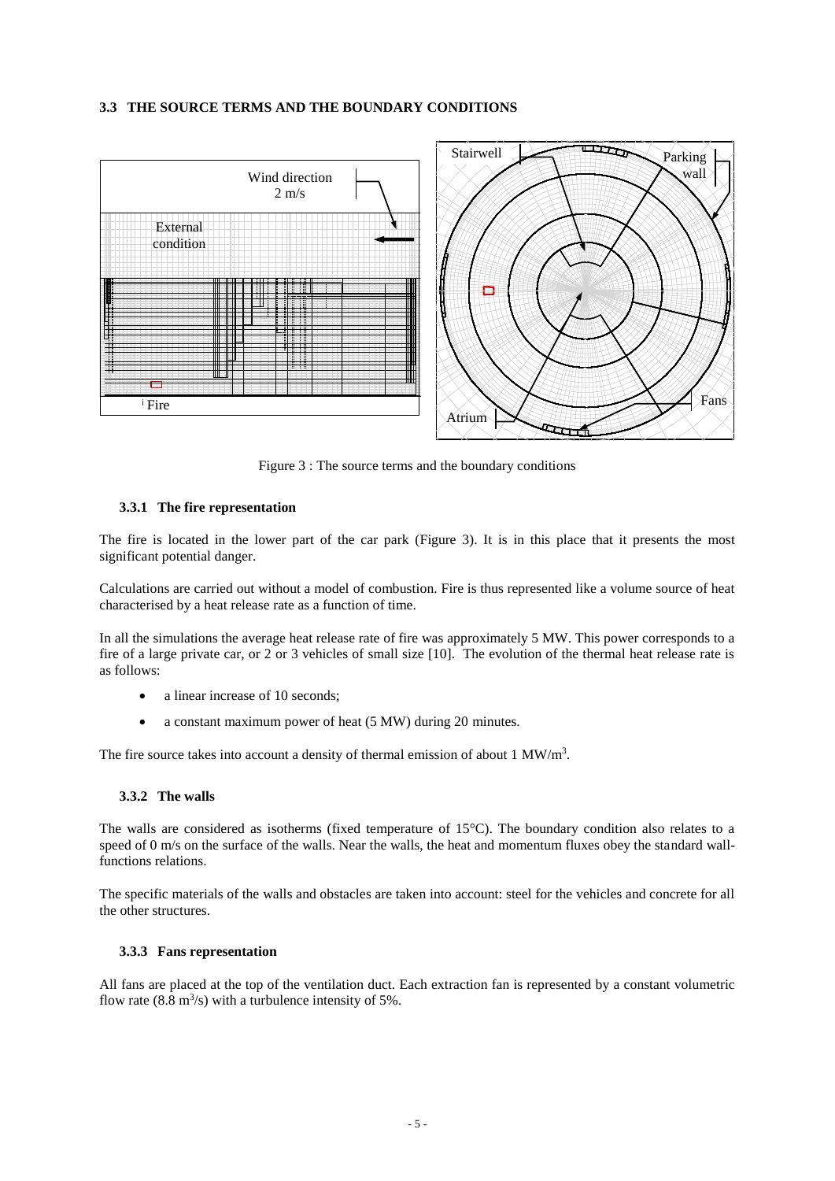### 3.3 THE SOURCE TERMS AND THE BOUNDARY CONDITIONS

Figure 3 : The source terms and the boundary conditions

#### 3.3.1 The fire representation

The fire is located in the lower part of the car park (Figure 3). It is in this place that it presents the most significant potential danger.

Calculations are carried out without a model of combustion. Fire is thus represented like a volume source of heat characterised by a heat release rate as a function of time.

In all the simulations the average heat release rate of fire was approximately 5 MW. This power corresponds to a fire of a large private car, or 2 or 3 vehicles of small size [10]. The evolution of the thermal heat release rate is as follows:

- a linear increase of 10 seconds;
- a constant maximum power of heat (5 MW) during 20 minutes.

The fire source takes into account a density of thermal emission of about 1 MW/m$^3$.

#### 3.3.2 The walls

The walls are considered as isotherms (fixed temperature of 15°C). The boundary condition also relates to a speed of 0 m/s on the surface of the walls. Near the walls, the heat and momentum fluxes obey the standard wall-functions relations.

The specific materials of the walls and obstacles are taken into account: steel for the vehicles and concrete for all the other structures.

#### 3.3.3 Fans representation

All fans are placed at the top of the ventilation duct. Each extraction fan is represented by a constant volumetric flow rate (8.8 m$^3$/s) with a turbulence intensity of 5%.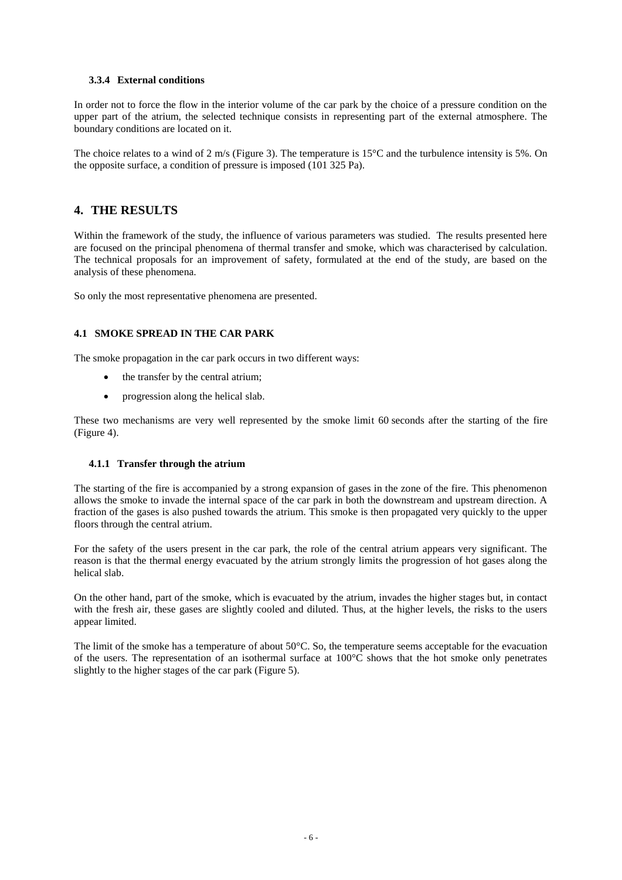#### 3.3.4 External conditions

In order not to force the flow in the interior volume of the car park by the choice of a pressure condition on the upper part of the atrium, the selected technique consists in representing part of the external atmosphere. The boundary conditions are located on it.

The choice relates to a wind of 2 m/s (Figure 3). The temperature is 15°C and the turbulence intensity is 5%. On the opposite surface, a condition of pressure is imposed (101 325 Pa).

## 4. THE RESULTS

Within the framework of the study, the influence of various parameters was studied. The results presented here are focused on the principal phenomena of thermal transfer and smoke, which was characterised by calculation. The technical proposals for an improvement of safety, formulated at the end of the study, are based on the analysis of these phenomena.

So only the most representative phenomena are presented.

### 4.1 SMOKE SPREAD IN THE CAR PARK

The smoke propagation in the car park occurs in two different ways:

- the transfer by the central atrium;
- progression along the helical slab.

These two mechanisms are very well represented by the smoke limit 60 seconds after the starting of the fire (Figure 4).

#### 4.1.1 Transfer through the atrium

The starting of the fire is accompanied by a strong expansion of gases in the zone of the fire. This phenomenon allows the smoke to invade the internal space of the car park in both the downstream and upstream direction. A fraction of the gases is also pushed towards the atrium. This smoke is then propagated very quickly to the upper floors through the central atrium.

For the safety of the users present in the car park, the role of the central atrium appears very significant. The reason is that the thermal energy evacuated by the atrium strongly limits the progression of hot gases along the helical slab.

On the other hand, part of the smoke, which is evacuated by the atrium, invades the higher stages but, in contact with the fresh air, these gases are slightly cooled and diluted. Thus, at the higher levels, the risks to the users appear limited.

The limit of the smoke has a temperature of about 50°C. So, the temperature seems acceptable for the evacuation of the users. The representation of an isothermal surface at 100°C shows that the hot smoke only penetrates slightly to the higher stages of the car park (Figure 5).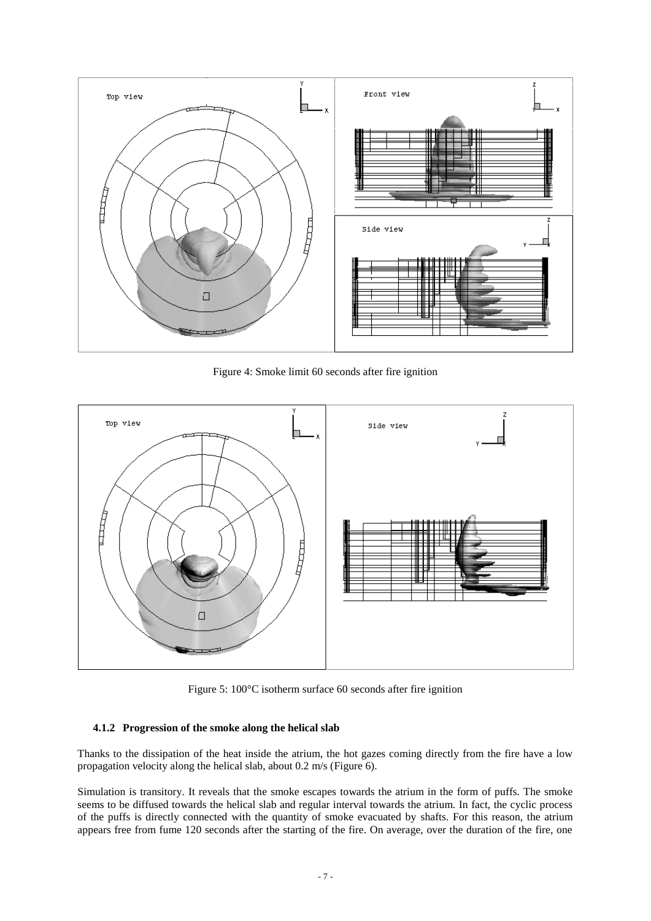Figure 4: Smoke limit 60 seconds after fire ignition

Figure 5: 100°C isotherm surface 60 seconds after fire ignition

### 4.1.2 Progression of the smoke along the helical slab

Thanks to the dissipation of the heat inside the atrium, the hot gazes coming directly from the fire have a low propagation velocity along the helical slab, about 0.2 m/s (Figure 6).

Simulation is transitory. It reveals that the smoke escapes towards the atrium in the form of puffs. The smoke seems to be diffused towards the helical slab and regular interval towards the atrium. In fact, the cyclic process of the puffs is directly connected with the quantity of smoke evacuated by shafts. For this reason, the atrium appears free from fume 120 seconds after the starting of the fire. On average, over the duration of the fire, one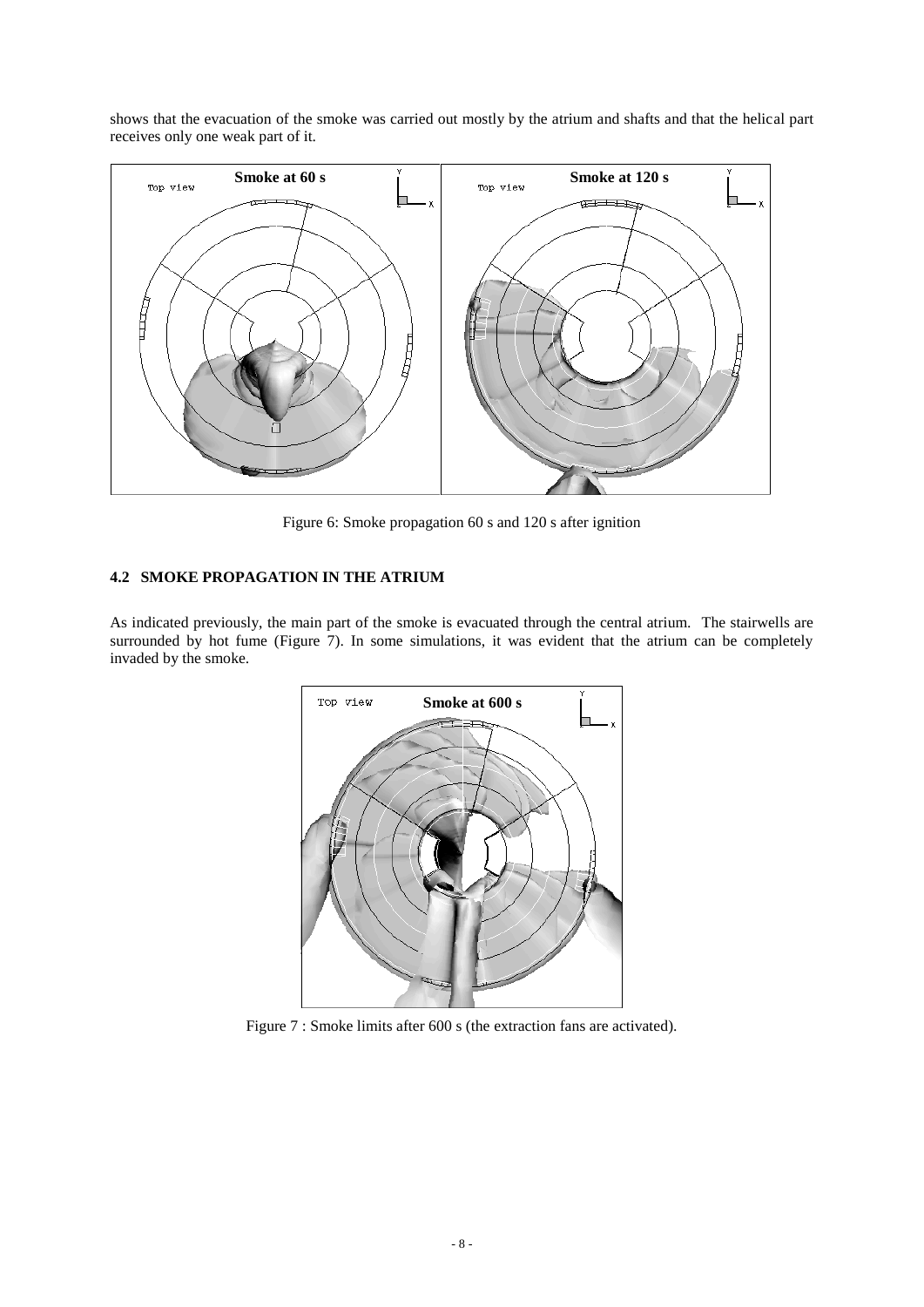shows that the evacuation of the smoke was carried out mostly by the atrium and shafts and that the helical part receives only one weak part of it.

Figure 6: Smoke propagation 60 s and 120 s after ignition

### 4.2 SMOKE PROPAGATION IN THE ATRIUM

As indicated previously, the main part of the smoke is evacuated through the central atrium. The stairwells are surrounded by hot fume (Figure 7). In some simulations, it was evident that the atrium can be completely invaded by the smoke.

Figure 7 : Smoke limits after 600 s (the extraction fans are activated).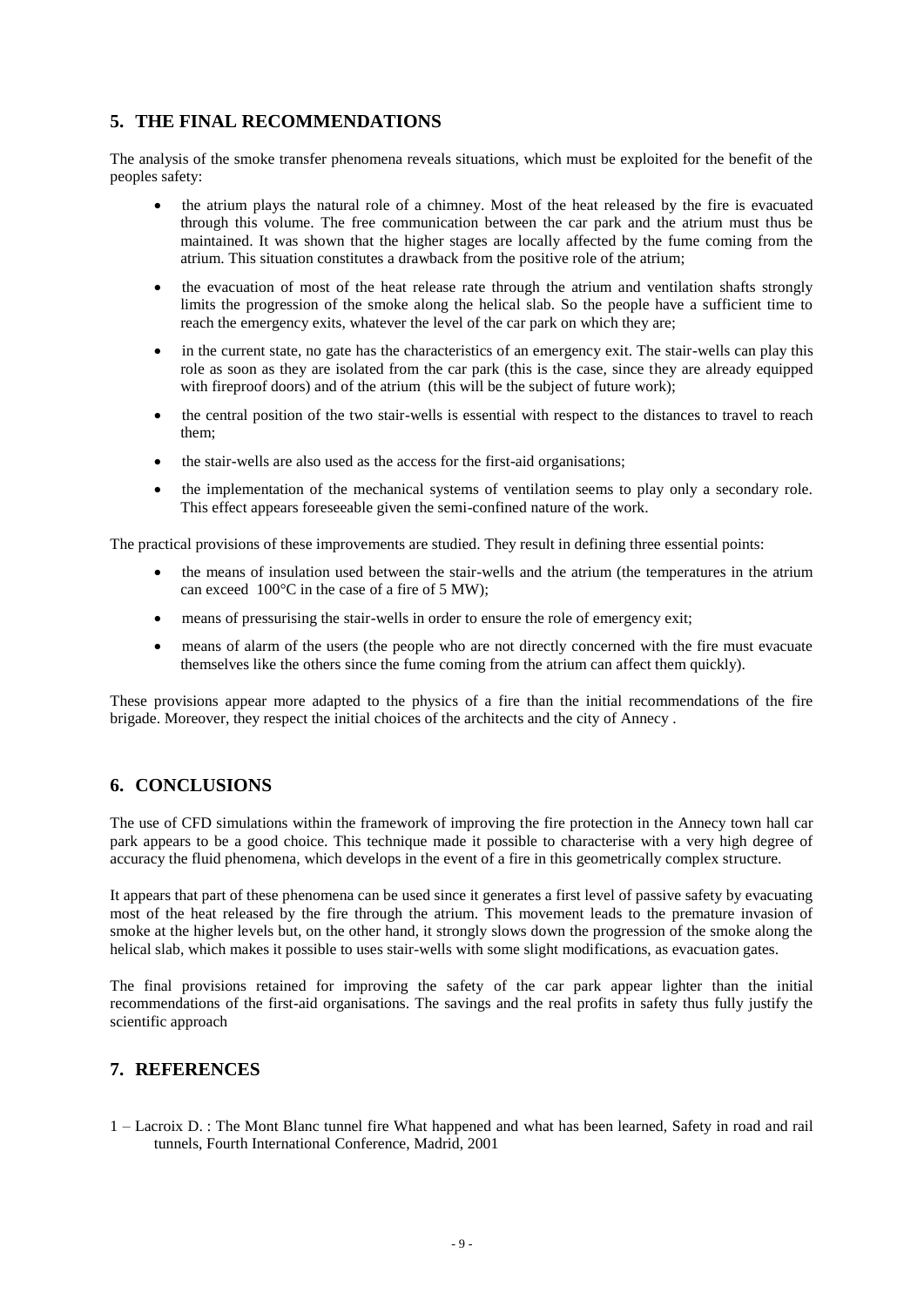## 5. THE FINAL RECOMMENDATIONS

The analysis of the smoke transfer phenomena reveals situations, which must be exploited for the benefit of the peoples safety:

- the atrium plays the natural role of a chimney. Most of the heat released by the fire is evacuated through this volume. The free communication between the car park and the atrium must thus be maintained. It was shown that the higher stages are locally affected by the fume coming from the atrium. This situation constitutes a drawback from the positive role of the atrium;
- the evacuation of most of the heat release rate through the atrium and ventilation shafts strongly limits the progression of the smoke along the helical slab. So the people have a sufficient time to reach the emergency exits, whatever the level of the car park on which they are;
- in the current state, no gate has the characteristics of an emergency exit. The stair-wells can play this role as soon as they are isolated from the car park (this is the case, since they are already equipped with fireproof doors) and of the atrium (this will be the subject of future work);
- the central position of the two stair-wells is essential with respect to the distances to travel to reach them;
- the stair-wells are also used as the access for the first-aid organisations;
- the implementation of the mechanical systems of ventilation seems to play only a secondary role. This effect appears foreseeable given the semi-confined nature of the work.

The practical provisions of these improvements are studied. They result in defining three essential points:

- the means of insulation used between the stair-wells and the atrium (the temperatures in the atrium can exceed 100°C in the case of a fire of 5 MW);
- means of pressurising the stair-wells in order to ensure the role of emergency exit;
- means of alarm of the users (the people who are not directly concerned with the fire must evacuate themselves like the others since the fume coming from the atrium can affect them quickly).

These provisions appear more adapted to the physics of a fire than the initial recommendations of the fire brigade. Moreover, they respect the initial choices of the architects and the city of Annecy .

## 6. CONCLUSIONS

The use of CFD simulations within the framework of improving the fire protection in the Annecy town hall car park appears to be a good choice. This technique made it possible to characterise with a very high degree of accuracy the fluid phenomena, which develops in the event of a fire in this geometrically complex structure.

It appears that part of these phenomena can be used since it generates a first level of passive safety by evacuating most of the heat released by the fire through the atrium. This movement leads to the premature invasion of smoke at the higher levels but, on the other hand, it strongly slows down the progression of the smoke along the helical slab, which makes it possible to uses stair-wells with some slight modifications, as evacuation gates.

The final provisions retained for improving the safety of the car park appear lighter than the initial recommendations of the first-aid organisations. The savings and the real profits in safety thus fully justify the scientific approach

## 7. REFERENCES

1 – Lacroix D. : The Mont Blanc tunnel fire What happened and what has been learned, Safety in road and rail tunnels, Fourth International Conference, Madrid, 2001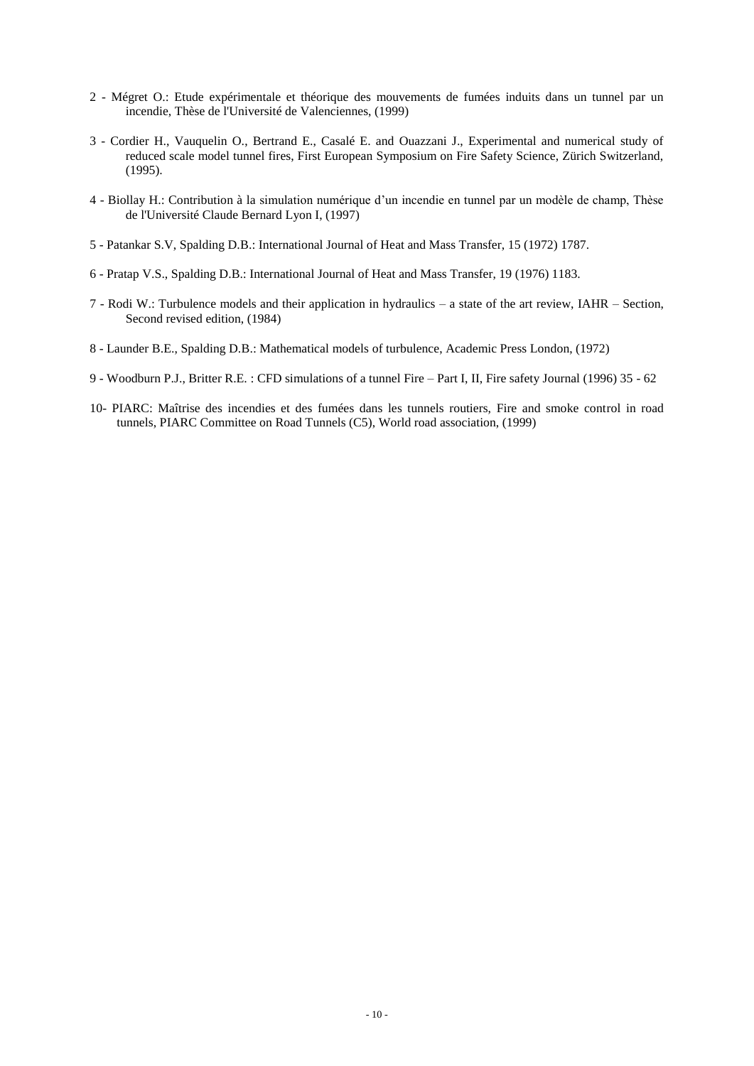2 - Mégret O.: Etude expérimentale et théorique des mouvements de fumées induits dans un tunnel par un incendie, Thèse de l'Université de Valenciennes, (1999)

3 - Cordier H., Vauquelin O., Bertrand E., Casalé E. and Ouazzani J., Experimental and numerical study of reduced scale model tunnel fires, First European Symposium on Fire Safety Science, Zürich Switzerland, (1995).

4 - Biollay H.: Contribution à la simulation numérique d'un incendie en tunnel par un modèle de champ, Thèse de l'Université Claude Bernard Lyon I, (1997)

5 - Patankar S.V, Spalding D.B.: International Journal of Heat and Mass Transfer, 15 (1972) 1787.

6 - Pratap V.S., Spalding D.B.: International Journal of Heat and Mass Transfer, 19 (1976) 1183.

7 - Rodi W.: Turbulence models and their application in hydraulics – a state of the art review, IAHR – Section, Second revised edition, (1984)

8 - Launder B.E., Spalding D.B.: Mathematical models of turbulence, Academic Press London, (1972)

9 - Woodburn P.J., Britter R.E. : CFD simulations of a tunnel Fire – Part I, II, Fire safety Journal (1996) 35 - 62

10- PIARC: Maîtrise des incendies et des fumées dans les tunnels routiers, Fire and smoke control in road tunnels, PIARC Committee on Road Tunnels (C5), World road association, (1999)